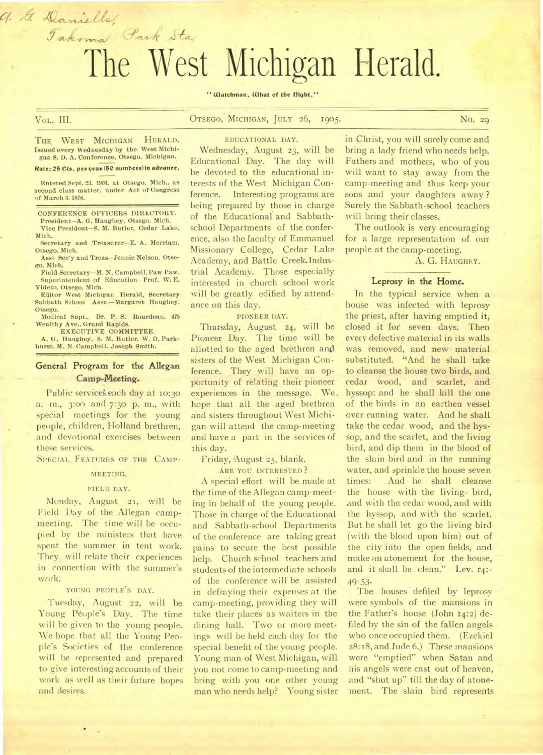A. G. Daniells,
Takoma Park Sta.

# The West Michigan Herald.

"Watchman, What of the Night."

VOL. III. OTSEGO, MICHIGAN, JULY 26, 1905. No. 29

THE WEST MICHIGAN HERALD.
Issued every Wednesday by the West Michigan S. D. A. Conference, Otsego, Michigan.

**Rate: 25 Cts. per year (50 numbers) in advance.**

Entered Sept. 23, 1903, at Otsego, Mich., as second class matter, under Act of Congress of March 3, 1878.

CONFERENCE OFFICERS DIRECTORY.
President—A. G. Haughey, Otsego, Mich.
Vice President—S. M. Butler, Cedar Lake, Mich.
Secretary and Treasurer—E. A. Merriam, Otsego, Mich.
Asst Sec'y and Treas—Jennie Nelson, Otsego, Mich.
Field Secretary—M. N. Campbell, Paw Paw.
Superintendent of Education—Prof. W. E. Videto, Otsego, Mich.
Editor West Michigan Herald, Secretary Sabbath School Assn.—Margaret Haughey, Otsego.
Medical Supt., Dr. P. S. Bourdeau, 475 Wealthy Ave., Grand Rapids.

EXECUTIVE COMMITTEE.
A. G. Haughey, S. M. Butler, W. D. Parkhurst, M. N. Campbell, Joseph Smith.

## General Program for the Allegan Camp-Meeting.

Public services each day at 10:30 a. m., 3:00 and 7:30 p. m., with special meetings for the young people, children, Holland brethren, and devotional exercises between these services.

SPECIAL FEATURES OF THE CAMP-MEETING.

FIELD DAY.

Monday, August 21, will be Field Day of the Allegan camp-meeting. The time will be occupied by the ministers that have spent the summer in tent work. They will relate their experiences in connection with the summer's work.

YOUNG PEOPLE'S DAY.

Tuesday, August 22, will be Young People's Day. The time will be given to the young people. We hope that all the Young People's Societies of the conference will be represented and prepared to give interesting accounts of their work as well as their future hopes and desires.

EDUCATIONAL DAY.

Wednesday, August 23, will be Educational Day. The day will be devoted to the educational interests of the West Michigan Conference. Interesting programs are being prepared by those in charge of the Educational and Sabbath-school Departments of the conference, also the faculty of Emmanuel Missionary College, Cedar Lake Academy, and Battle Creek Industrial Academy. Those especially interested in church school work will be greatly edified by attendance on this day.

PIONEER DAY.

Thursday, August 24, will be Pioneer Day. The time will be allotted to the aged brethren and sisters of the West Michigan Conference. They will have an opportunity of relating their pioneer experiences in the message. We hope that all the aged brethren and sisters throughout West Michigan will attend the camp-meeting and have a part in the services of this day.

Friday, August 25, blank.

ARE YOU INTERESTED?

A special effort will be made at the time of the Allegan camp-meeting in behalf of the young people. Those in charge of the Educational and Sabbath-school Departments of the conference are taking great pains to secure the best possible help. Church school teachers and students of the intermediate schools of the conference will be assisted in defraying their expenses at the camp-meeting, providing they will take their places as waiters in the dining hall. Two or more meetings will be held each day for the special benefit of the young people. Young man of West Michigan, will you not come to camp-meeting and bring with you one other young man who needs help? Young sister in Christ, you will surely come and bring a lady friend who needs help. Fathers and mothers, who of you will want to stay away from the camp-meeting and thus keep your sons and your daughters away? Surely the Sabbath-school teachers will bring their classes.

The outlook is very encouraging for a large representation of our people at the camp-meeting.

A. G. HAUGHEY.

## Leprosy in the Home.

In the typical service when a house was infected with leprosy the priest, after having emptied it, closed it for seven days. Then every defective material in its walls was removed, and new material substituted. "And he shall take to cleanse the house two birds, and cedar wood, and scarlet, and hyssop: and he shall kill the one of the birds in an earthen vessel over running water. And he shall take the cedar wood, and the hyssop, and the scarlet, and the living bird, and dip them in the blood of the slain bird and in the running water, and sprinkle the house seven times: And he shall cleanse the house with the living bird, and with the cedar wood, and with the hyssop, and with the scarlet. But he shall let go the living bird (with the blood upon him) out of the city into the open fields, and make an atonement for the house, and it shall be clean." Lev. 14:49-53.

The houses defiled by leprosy were symbols of the mansions in the Father's house (John 14:2) defiled by the sin of the fallen angels who once occupied them. (Ezekiel 28:18, and Jude 6.) These mansions were "emptied" when Satan and his angels were cast out of heaven, and "shut up" till the day of atonement. The slain bird represents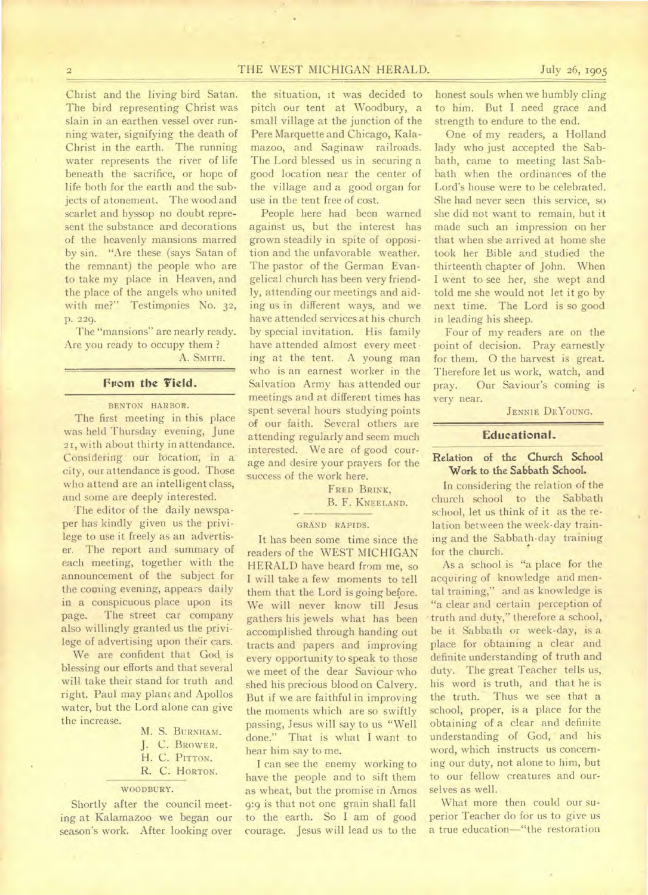Christ and the living bird Satan. The bird representing Christ was slain in an earthen vessel over running water, signifying the death of Christ in the earth. The running water represents the river of life beneath the sacrifice, or hope of life both for the earth and the subjects of atonement. The wood and scarlet and hyssop no doubt represent the substance and decorations of the heavenly mansions marred by sin. "Are these (says Satan of the remnant) the people who are to take my place in Heaven, and the place of the angels who united with me?" Testimonies No. 32, p. 229.

The "mansions" are nearly ready. Are you ready to occupy them ?

A. SMITH.

## From the Field.

BENTON HARBOR.

The first meeting in this place was held Thursday evening, June 21, with about thirty in attendance. Considering our location, in a city, our attendance is good. Those who attend are an intelligent class, and some are deeply interested.

The editor of the daily newspaper has kindly given us the privilege to use it freely as an advertiser. The report and summary of each meeting, together with the announcement of the subject for the coming evening, appears daily in a conspicuous place upon its page. The street car company also willingly granted us the privilege of advertising upon their cars.

We are confident that God is blessing our efforts and that several will take their stand for truth and right. Paul may plant and Apollos water, but the Lord alone can give the increase.

M. S. BURNHAM.
J. C. BROWER.
H. C. PITTON.
R. C. HORTON.

WOODBURY.

Shortly after the council meeting at Kalamazoo we began our season's work. After looking over the situation, it was decided to pitch our tent at Woodbury, a small village at the junction of the Pere Marquette and Chicago, Kalamazoo, and Saginaw railroads. The Lord blessed us in securing a good location near the center of the village and a good organ for use in the tent free of cost.

People here had been warned against us, but the interest has grown steadily in spite of opposition and the unfavorable weather. The pastor of the German Evangelical church has been very friendly, attending our meetings and aiding us in different ways, and we have attended services at his church by special invitation. His family have attended almost every meeting at the tent. A young man who is an earnest worker in the Salvation Army has attended our meetings and at different times has spent several hours studying points of our faith. Several others are attending regularly and seem much interested. We are of good courage and desire your prayers for the success of the work here.

FRED BRINK,
B. F. KNEELAND.

GRAND RAPIDS.

It has been some time since the readers of the WEST MICHIGAN HERALD have heard from me, so I will take a few moments to tell them that the Lord is going before. We will never know till Jesus gathers his jewels what has been accomplished through handing out tracts and papers and improving every opportunity to speak to those we meet of the dear Saviour who shed his precious blood on Calvery. But if we are faithful in improving the moments which are so swiftly passing, Jesus will say to us "Well done." That is what I want to hear him say to me.

I can see the enemy working to have the people and to sift them as wheat, but the promise in Amos 9:9 is that not one grain shall fall to the earth. So I am of good courage. Jesus will lead us to the honest souls when we humbly cling to him. But I need grace and strength to endure to the end.

One of my readers, a Holland lady who just accepted the Sabbath, came to meeting last Sabbath when the ordinances of the Lord's house were to be celebrated. She had never seen this service, so she did not want to remain, but it made such an impression on her that when she arrived at home she took her Bible and studied the thirteenth chapter of John. When I went to see her, she wept and told me she would not let it go by next time. The Lord is so good in leading his sheep.

Four of my readers are on the point of decision. Pray earnestly for them. O the harvest is great. Therefore let us work, watch, and pray. Our Saviour's coming is very near.

JENNIE DEYOUNG.

## Educational.

### Relation of the Church School Work to the Sabbath School.

In considering the relation of the church school to the Sabbath school, let us think of it as the relation between the week-day training and the Sabbath-day training for the church.

As a school is "a place for the acquiring of knowledge and mental training," and as knowledge is "a clear and certain perception of truth and duty," therefore a school, be it Sabbath or week-day, is a place for obtaining a clear and definite understanding of truth and duty. The great Teacher tells us, his word is truth, and that he is the truth. Thus we see that a school, proper, is a place for the obtaining of a clear and definite understanding of God, and his word, which instructs us concerning our duty, not alone to him, but to our fellow creatures and ourselves as well.

What more then could our superior Teacher do for us to give us a true education—"the restoration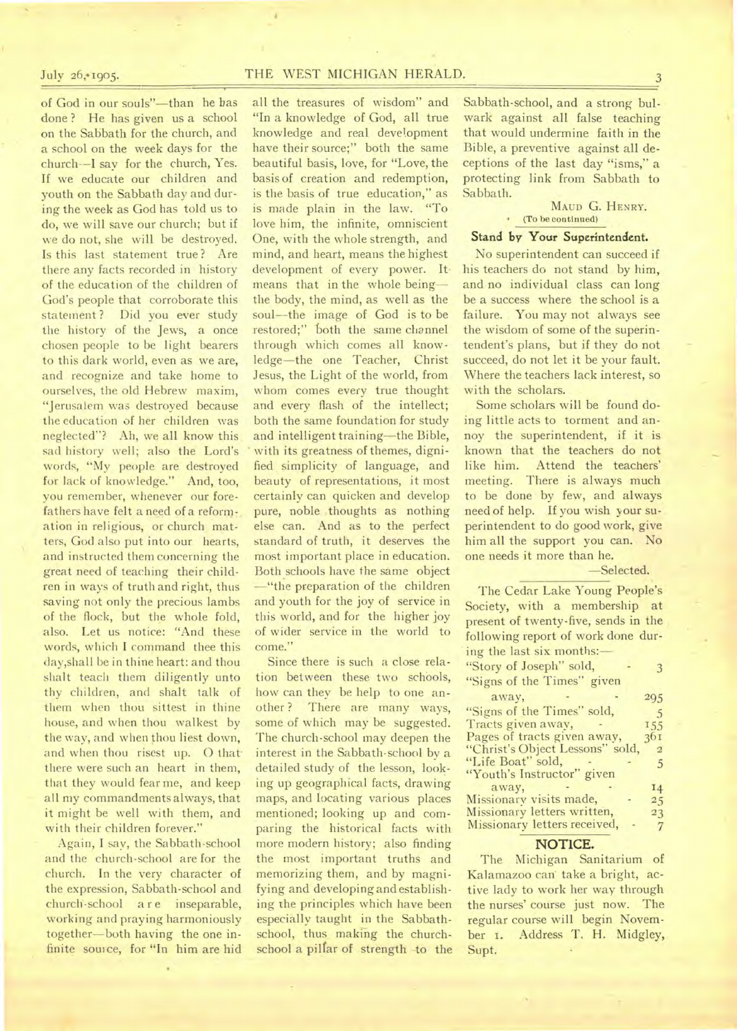of God in our souls"—than he has done? He has given us a school on the Sabbath for the church, and a school on the week days for the church—I say for the church, Yes. If we educate our children and youth on the Sabbath day and during the week as God has told us to do, we will save our church; but if we do not, she will be destroyed. Is this last statement true? Are there any facts recorded in history of the education of the children of God's people that corroborate this statement? Did you ever study the history of the Jews, a once chosen people to be light bearers to this dark world, even as we are, and recognize and take home to ourselves, the old Hebrew maxim, "Jerusalem was destroyed because the education of her children was neglected"? Ah, we all know this sad history well; also the Lord's words, "My people are destroyed for lack of knowledge." And, too, you remember, whenever our forefathers have felt a need of a reformation in religious, or church matters, God also put into our hearts, and instructed them concerning the great need of teaching their children in ways of truth and right, thus saving not only the precious lambs of the flock, but the whole fold, also. Let us notice: "And these words, which I command thee this day,shall be in thine heart: and thou shalt teach them diligently unto thy children, and shalt talk of them when thou sittest in thine house, and when thou walkest by the way, and when thou liest down, and when thou risest up. O that there were such an heart in them, that they would fear me, and keep all my commandments always, that it might be well with them, and with their children forever."

Again, I say, the Sabbath-school and the church-school are for the church. In the very character of the expression, Sabbath-school and church-school are inseparable, working and praying harmoniously together—both having the one infinite source, for "In him are hid all the treasures of wisdom" and "In a knowledge of God, all true knowledge and real development have their source;" both the same beautiful basis, love, for "Love, the basis of creation and redemption, is the basis of true education," as is made plain in the law. "To love him, the infinite, omniscient One, with the whole strength, and mind, and heart, means the highest development of every power. It means that in the whole being—the body, the mind, as well as the soul—the image of God is to be restored;" both the same channel through which comes all knowledge—the one Teacher, Christ Jesus, the Light of the world, from whom comes every true thought and every flash of the intellect; both the same foundation for study and intelligent training—the Bible, with its greatness of themes, dignified simplicity of language, and beauty of representations, it most certainly can quicken and develop pure, noble thoughts as nothing else can. And as to the perfect standard of truth, it deserves the most important place in education. Both schools have the same object—"the preparation of the children and youth for the joy of service in this world, and for the higher joy of wider service in the world to come."

Since there is such a close relation between these two schools, how can they be help to one another? There are many ways, some of which may be suggested. The church-school may deepen the interest in the Sabbath-school by a detailed study of the lesson, looking up geographical facts, drawing maps, and locating various places mentioned; looking up and comparing the historical facts with more modern history; also finding the most important truths and memorizing them, and by magnifying and developing and establishing the principles which have been especially taught in the Sabbath-school, thus making the church-school a pillar of strength to the Sabbath-school, and a strong bulwark against all false teaching that would undermine faith in the Bible, a preventive against all deceptions of the last day "isms," a protecting link from Sabbath to Sabbath.

MAUD G. HENRY.

(To be continued)

### Stand by Your Superintendent.

No superintendent can succeed if his teachers do not stand by him, and no individual class can long be a success where the school is a failure. You may not always see the wisdom of some of the superintendent's plans, but if they do not succeed, do not let it be your fault. Where the teachers lack interest, so with the scholars.

Some scholars will be found doing little acts to torment and annoy the superintendent, if it is known that the teachers do not like him. Attend the teachers' meeting. There is always much to be done by few, and always need of help. If you wish your superintendent to do good work, give him all the support you can. No one needs it more than he.

—Selected.

The Cedar Lake Young People's Society, with a membership at present of twenty-five, sends in the following report of work done during the last six months:—

| | |
|---|---|
| "Story of Joseph" sold, | 3 |
| "Signs of the Times" given away, | 295 |
| "Signs of the Times" sold, | 5 |
| Tracts given away, | 155 |
| Pages of tracts given away, | 361 |
| "Christ's Object Lessons" sold, | 2 |
| "Life Boat" sold, | 5 |
| "Youth's Instructor" given away, | 14 |
| Missionary visits made, | 25 |
| Missionary letters written, | 23 |
| Missionary letters received, | 7 |

### NOTICE.

The Michigan Sanitarium of Kalamazoo can take a bright, active lady to work her way through the nurses' course just now. The regular course will begin November 1. Address T. H. Midgley, Supt.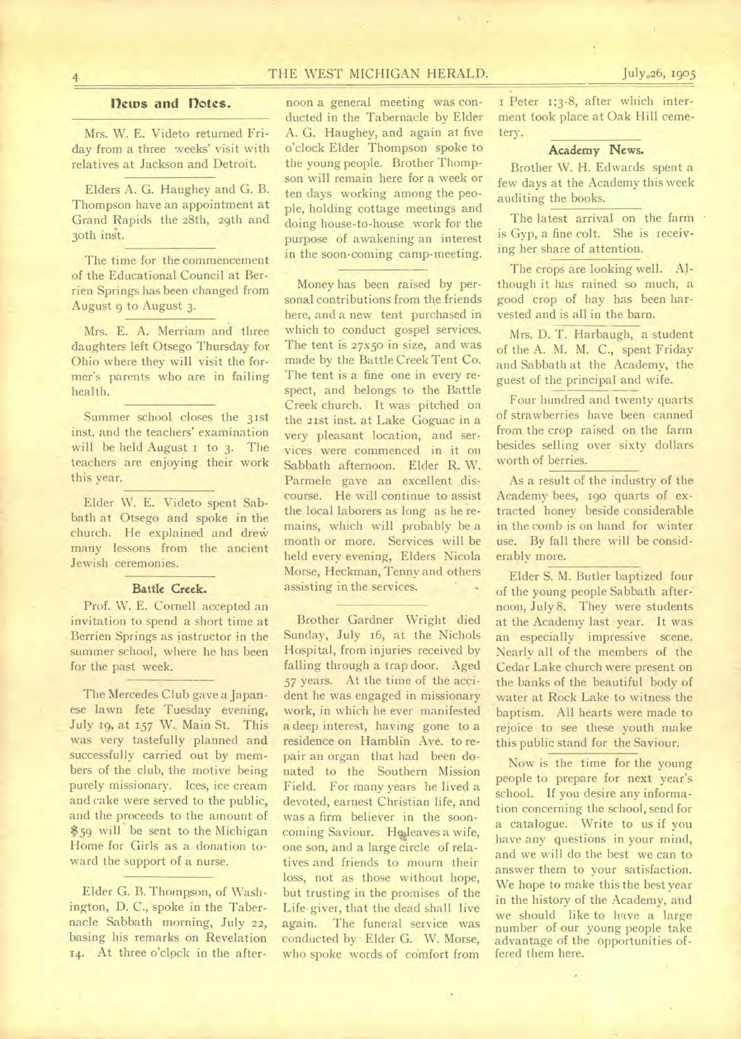## News and Notes.

Mrs. W. E. Videto returned Friday from a three weeks' visit with relatives at Jackson and Detroit.

Elders A. G. Haughey and G. B. Thompson have an appointment at Grand Rapids the 28th, 29th and 30th inst.

The time for the commencement of the Educational Council at Berrien Springs has been changed from August 9 to August 3.

Mrs. E. A. Merriam and three daughters left Otsego Thursday for Ohio where they will visit the former's parents who are in failing health.

Summer school closes the 31st inst. and the teachers' examination will be held August 1 to 3. The teachers are enjoying their work this year.

Elder W. E. Videto spent Sabbath at Otsego and spoke in the church. He explained and drew many lessons from the ancient Jewish ceremonies.

### Battle Creek.

Prof. W. E. Cornell accepted an invitation to spend a short time at Berrien Springs as instructor in the summer school, where he has been for the past week.

The Mercedes Club gave a Japanese lawn fete Tuesday evening, July 19, at 157 W. Main St. This was very tastefully planned and successfully carried out by members of the club, the motive being purely missionary. Ices, ice cream and cake were served to the public, and the proceeds to the amount of $59 will be sent to the Michigan Home for Girls as a donation toward the support of a nurse.

Elder G. B. Thompson, of Washington, D. C., spoke in the Tabernacle Sabbath morning, July 22, basing his remarks on Revelation 14. At three o'clock in the afternoon a general meeting was conducted in the Tabernacle by Elder A. G. Haughey, and again at five o'clock Elder Thompson spoke to the young people. Brother Thompson will remain here for a week or ten days working among the people, holding cottage meetings and doing house-to-house work for the purpose of awakening an interest in the soon-coming camp-meeting.

Money has been raised by personal contributions from the friends here, and a new tent purchased in which to conduct gospel services. The tent is 27x50 in size, and was made by the Battle Creek Tent Co. The tent is a fine one in every respect, and belongs to the Battle Creek church. It was pitched on the 21st inst. at Lake Goguac in a very pleasant location, and services were commenced in it on Sabbath afternoon. Elder R. W. Parmele gave an excellent discourse. He will continue to assist the local laborers as long as he remains, which will probably be a month or more. Services will be held every evening, Elders Nicola Morse, Heckman, Tenny and others assisting in the services.

Brother Gardner Wright died Sunday, July 16, at the Nichols Hospital, from injuries received by falling through a trap door. Aged 57 years. At the time of the accident he was engaged in missionary work, in which he ever manifested a deep interest, having gone to a residence on Hamblin Ave. to repair an organ that had been donated to the Southern Mission Field. For many years he lived a devoted, earnest Christian life, and was a firm believer in the soon-coming Saviour. He leaves a wife, one son, and a large circle of relatives and friends to mourn their loss, not as those without hope, but trusting in the promises of the Life-giver, that the dead shall live again. The funeral service was conducted by Elder G. W. Morse, who spoke words of comfort from 1 Peter 1;3-8, after which interment took place at Oak Hill cemetery.

### Academy News.

Brother W. H. Edwards spent a few days at the Academy this week auditing the books.

The latest arrival on the farm is Gyp, a fine colt. She is receiving her share of attention.

The crops are looking well. Although it has rained so much, a good crop of hay has been harvested and is all in the barn.

Mrs. D. T. Harbaugh, a student of the A. M. M. C., spent Friday and Sabbath at the Academy, the guest of the principal and wife.

Four hundred and twenty quarts of strawberries have been canned from the crop raised on the farm besides selling over sixty dollars worth of berries.

As a result of the industry of the Academy bees, 190 quarts of extracted honey beside considerable in the comb is on hand for winter use. By fall there will be considerably more.

Elder S. M. Butler baptized four of the young people Sabbath afternoon, July 8. They were students at the Academy last year. It was an especially impressive scene. Nearly all of the members of the Cedar Lake church were present on the banks of the beautiful body of water at Rock Lake to witness the baptism. All hearts were made to rejoice to see these youth make this public stand for the Saviour.

Now is the time for the young people to prepare for next year's school. If you desire any information concerning the school, send for a catalogue. Write to us if you have any questions in your mind, and we will do the best we can to answer them to your satisfaction. We hope to make this the best year in the history of the Academy, and we should like to have a large number of our young people take advantage of the opportunities offered them here.